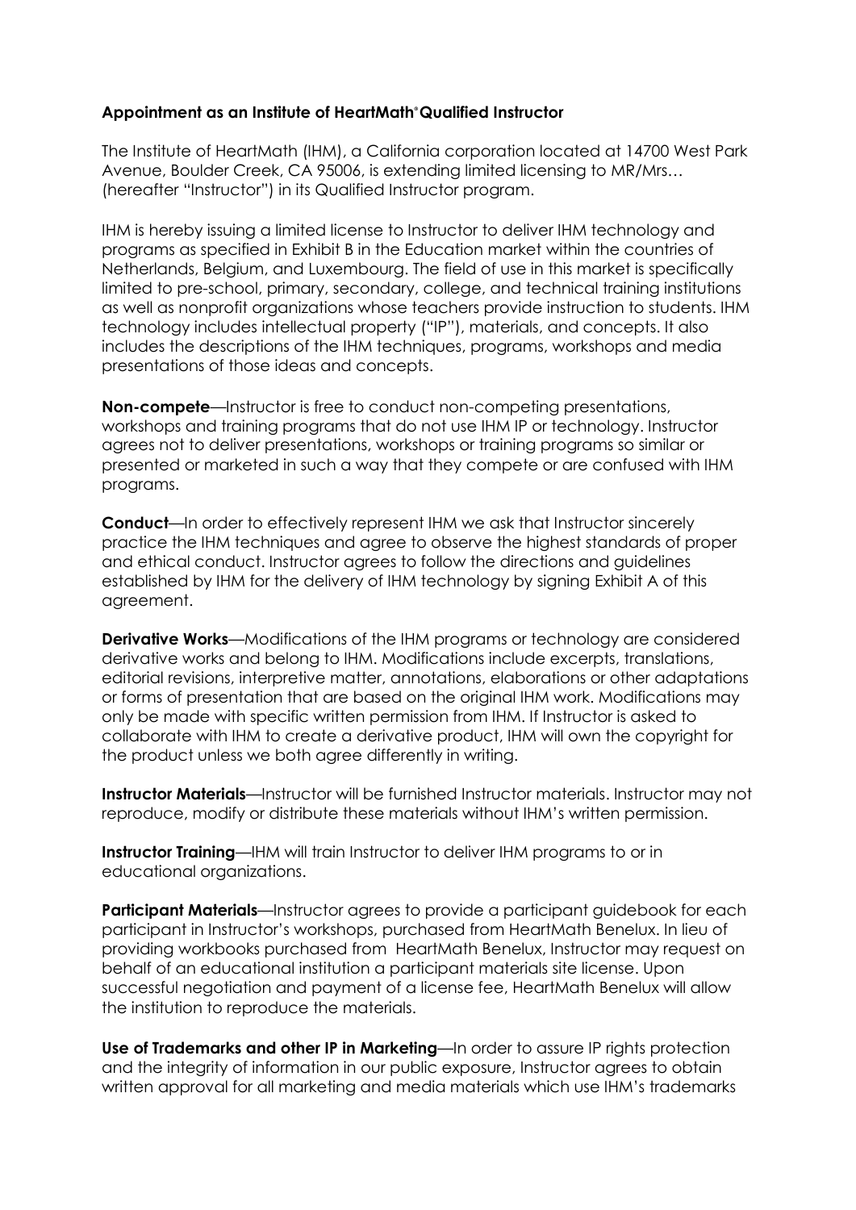**Appointment as an Institute of HeartMath® Qualified Instructor**

The Institute of HeartMath (IHM), a California corporation located at 14700 West Park Avenue, Boulder Creek, CA 95006, is extending limited licensing to MR/Mrs… (hereafter "Instructor") in its Qualified Instructor program.

IHM is hereby issuing a limited license to Instructor to deliver IHM technology and programs as specified in Exhibit B in the Education market within the countries of Netherlands, Belgium, and Luxembourg. The field of use in this market is specifically limited to pre-school, primary, secondary, college, and technical training institutions as well as nonprofit organizations whose teachers provide instruction to students. IHM technology includes intellectual property ("IP"), materials, and concepts. It also includes the descriptions of the IHM techniques, programs, workshops and media presentations of those ideas and concepts.

**Non-compete**—Instructor is free to conduct non-competing presentations, workshops and training programs that do not use IHM IP or technology. Instructor agrees not to deliver presentations, workshops or training programs so similar or presented or marketed in such a way that they compete or are confused with IHM programs.

**Conduct**—In order to effectively represent IHM we ask that Instructor sincerely practice the IHM techniques and agree to observe the highest standards of proper and ethical conduct. Instructor agrees to follow the directions and guidelines established by IHM for the delivery of IHM technology by signing Exhibit A of this agreement.

**Derivative Works**—Modifications of the IHM programs or technology are considered derivative works and belong to IHM. Modifications include excerpts, translations, editorial revisions, interpretive matter, annotations, elaborations or other adaptations or forms of presentation that are based on the original IHM work. Modifications may only be made with specific written permission from IHM. If Instructor is asked to collaborate with IHM to create a derivative product, IHM will own the copyright for the product unless we both agree differently in writing.

**Instructor Materials**—Instructor will be furnished Instructor materials. Instructor may not reproduce, modify or distribute these materials without IHM's written permission.

**Instructor Training**—IHM will train Instructor to deliver IHM programs to or in educational organizations.

**Participant Materials**—Instructor agrees to provide a participant guidebook for each participant in Instructor's workshops, purchased from HeartMath Benelux. In lieu of providing workbooks purchased from HeartMath Benelux, Instructor may request on behalf of an educational institution a participant materials site license. Upon successful negotiation and payment of a license fee, HeartMath Benelux will allow the institution to reproduce the materials.

**Use of Trademarks and other IP in Marketing**—In order to assure IP rights protection and the integrity of information in our public exposure, Instructor agrees to obtain written approval for all marketing and media materials which use IHM's trademarks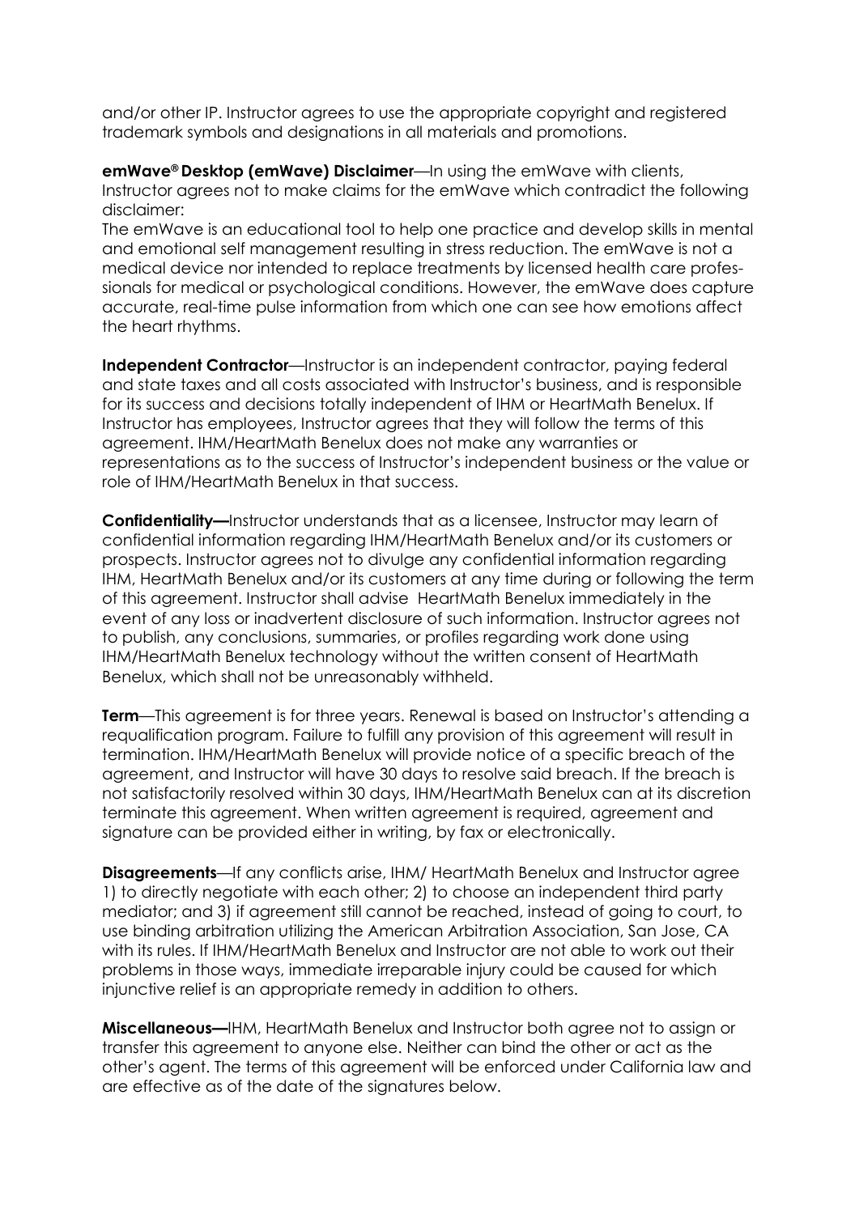and/or other IP. Instructor agrees to use the appropriate copyright and registered trademark symbols and designations in all materials and promotions.

**emWave® Desktop (emWave) Disclaimer**—In using the emWave with clients, Instructor agrees not to make claims for the emWave which contradict the following disclaimer:
The emWave is an educational tool to help one practice and develop skills in mental and emotional self management resulting in stress reduction. The emWave is not a medical device nor intended to replace treatments by licensed health care professionals for medical or psychological conditions. However, the emWave does capture accurate, real-time pulse information from which one can see how emotions affect the heart rhythms.

**Independent Contractor**—Instructor is an independent contractor, paying federal and state taxes and all costs associated with Instructor's business, and is responsible for its success and decisions totally independent of IHM or HeartMath Benelux. If Instructor has employees, Instructor agrees that they will follow the terms of this agreement. IHM/HeartMath Benelux does not make any warranties or representations as to the success of Instructor's independent business or the value or role of IHM/HeartMath Benelux in that success.

**Confidentiality—**Instructor understands that as a licensee, Instructor may learn of confidential information regarding IHM/HeartMath Benelux and/or its customers or prospects. Instructor agrees not to divulge any confidential information regarding IHM, HeartMath Benelux and/or its customers at any time during or following the term of this agreement. Instructor shall advise HeartMath Benelux immediately in the event of any loss or inadvertent disclosure of such information. Instructor agrees not to publish, any conclusions, summaries, or profiles regarding work done using IHM/HeartMath Benelux technology without the written consent of HeartMath Benelux, which shall not be unreasonably withheld.

**Term**—This agreement is for three years. Renewal is based on Instructor's attending a requalification program. Failure to fulfill any provision of this agreement will result in termination. IHM/HeartMath Benelux will provide notice of a specific breach of the agreement, and Instructor will have 30 days to resolve said breach. If the breach is not satisfactorily resolved within 30 days, IHM/HeartMath Benelux can at its discretion terminate this agreement. When written agreement is required, agreement and signature can be provided either in writing, by fax or electronically.

**Disagreements**—If any conflicts arise, IHM/ HeartMath Benelux and Instructor agree 1) to directly negotiate with each other; 2) to choose an independent third party mediator; and 3) if agreement still cannot be reached, instead of going to court, to use binding arbitration utilizing the American Arbitration Association, San Jose, CA with its rules. If IHM/HeartMath Benelux and Instructor are not able to work out their problems in those ways, immediate irreparable injury could be caused for which injunctive relief is an appropriate remedy in addition to others.

**Miscellaneous—**IHM, HeartMath Benelux and Instructor both agree not to assign or transfer this agreement to anyone else. Neither can bind the other or act as the other's agent. The terms of this agreement will be enforced under California law and are effective as of the date of the signatures below.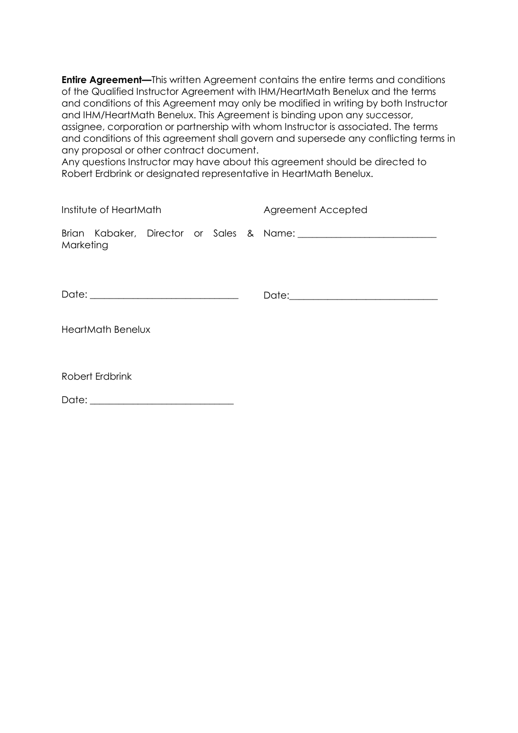**Entire Agreement—**This written Agreement contains the entire terms and conditions of the Qualified Instructor Agreement with IHM/HeartMath Benelux and the terms and conditions of this Agreement may only be modified in writing by both Instructor and IHM/HeartMath Benelux. This Agreement is binding upon any successor, assignee, corporation or partnership with whom Instructor is associated. The terms and conditions of this agreement shall govern and supersede any conflicting terms in any proposal or other contract document.
Any questions Instructor may have about this agreement should be directed to Robert Erdbrink or designated representative in HeartMath Benelux.

| Institute of HeartMath | Agreement Accepted |
|---|---|
| Brian Kabaker, Director or Sales & Marketing | Name: ____________________________ |
| Date: ______________________________ | Date:______________________________ |

HeartMath Benelux

Robert Erdbrink

Date: _____________________________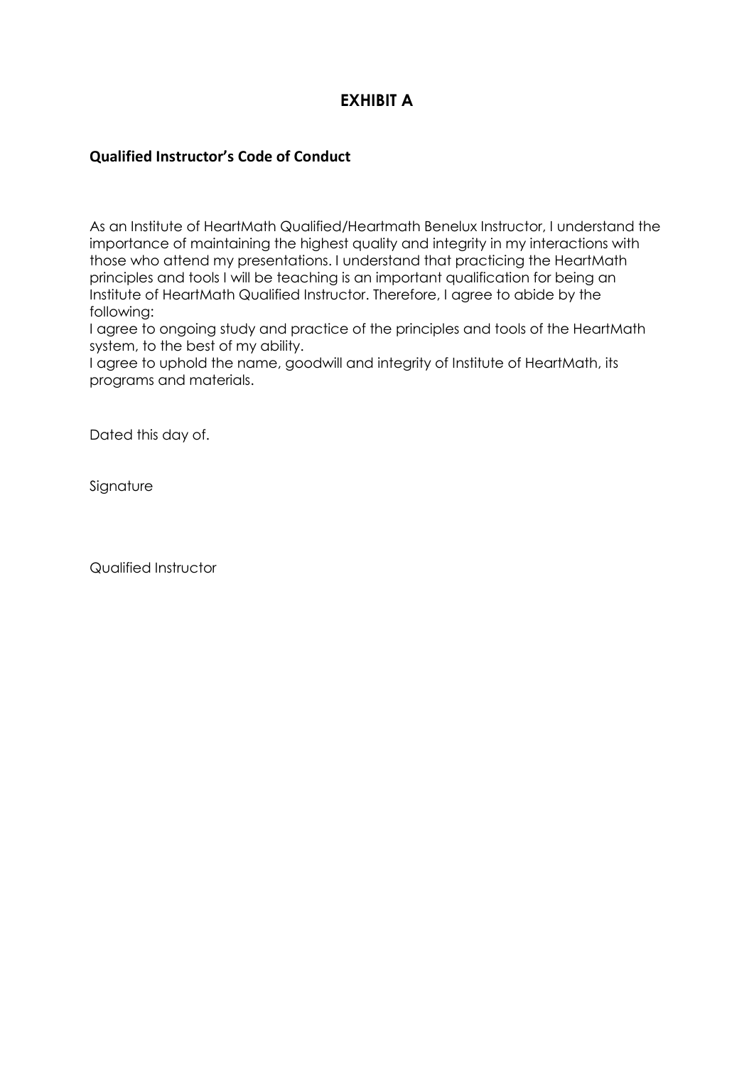# EXHIBIT A

**Qualified Instructor's Code of Conduct**

As an Institute of HeartMath Qualified/Heartmath Benelux Instructor, I understand the importance of maintaining the highest quality and integrity in my interactions with those who attend my presentations. I understand that practicing the HeartMath principles and tools I will be teaching is an important qualification for being an Institute of HeartMath Qualified Instructor. Therefore, I agree to abide by the following:

I agree to ongoing study and practice of the principles and tools of the HeartMath system, to the best of my ability.

I agree to uphold the name, goodwill and integrity of Institute of HeartMath, its programs and materials.

Dated this day of.

Signature

Qualified Instructor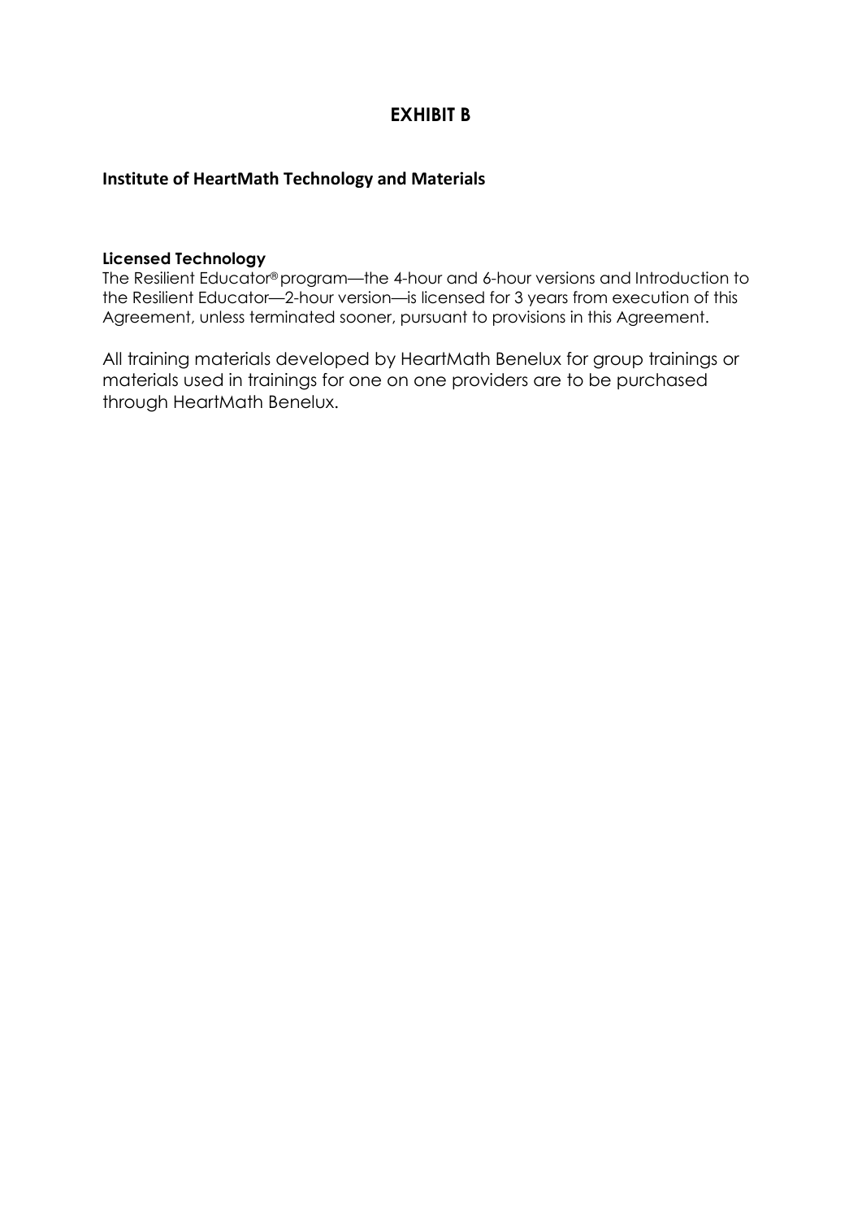# EXHIBIT B

## Institute of HeartMath Technology and Materials

**Licensed Technology**

The Resilient Educator® program—the 4-hour and 6-hour versions and Introduction to the Resilient Educator—2-hour version—is licensed for 3 years from execution of this Agreement, unless terminated sooner, pursuant to provisions in this Agreement.

All training materials developed by HeartMath Benelux for group trainings or materials used in trainings for one on one providers are to be purchased through HeartMath Benelux.